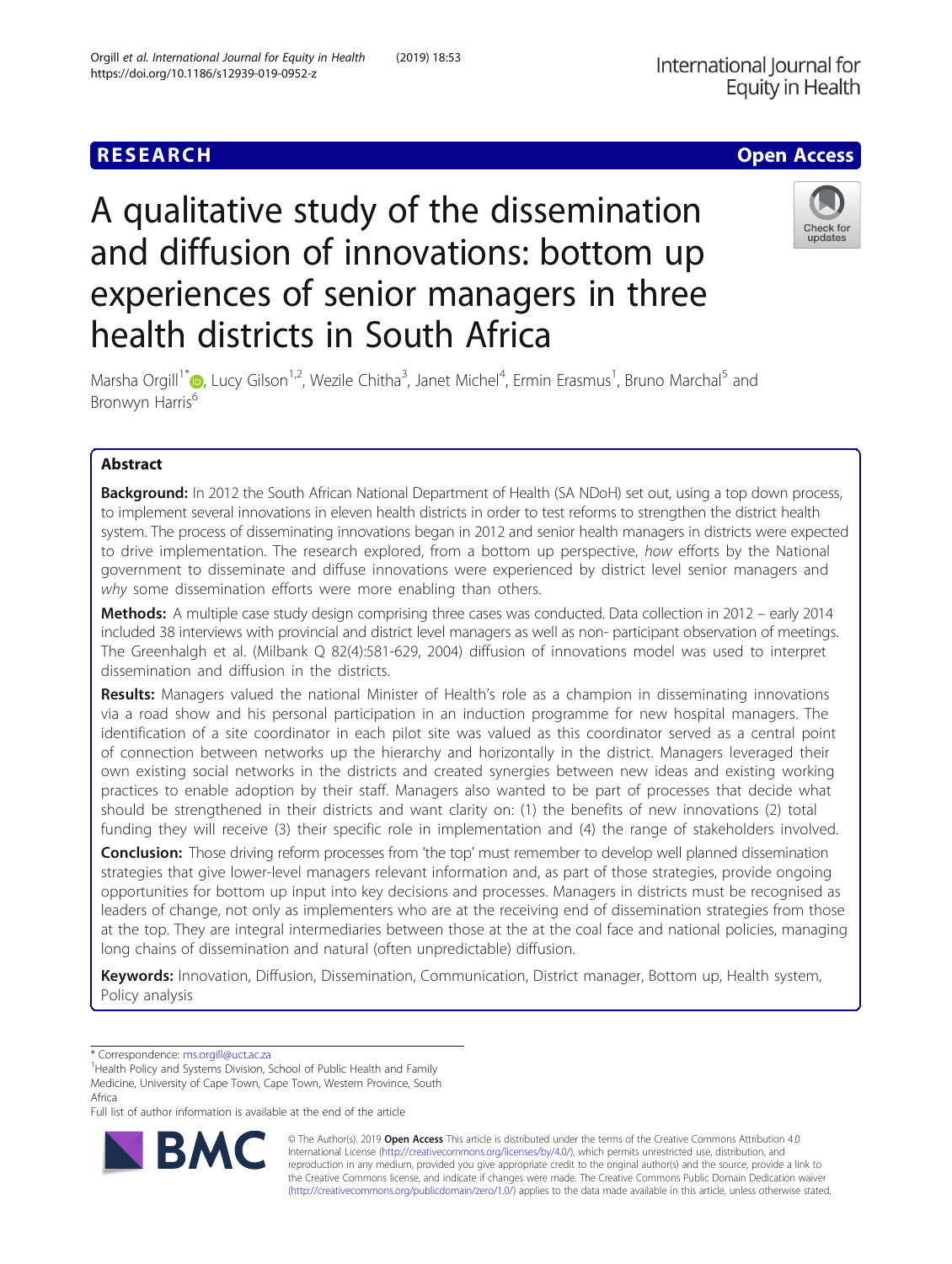RESEARCH

Open Access

# A qualitative study of the dissemination and diffusion of innovations: bottom up experiences of senior managers in three health districts in South Africa

Marsha Orgill[1*], Lucy Gilson[1,2], Wezile Chitha[3], Janet Michel[4], Ermin Erasmus[1], Bruno Marchal[5] and Bronwyn Harris[6]

## Abstract

**Background:** In 2012 the South African National Department of Health (SA NDoH) set out, using a top down process, to implement several innovations in eleven health districts in order to test reforms to strengthen the district health system. The process of disseminating innovations began in 2012 and senior health managers in districts were expected to drive implementation. The research explored, from a bottom up perspective, *how* efforts by the National government to disseminate and diffuse innovations were experienced by district level senior managers and *why* some dissemination efforts were more enabling than others.

**Methods:** A multiple case study design comprising three cases was conducted. Data collection in 2012 – early 2014 included 38 interviews with provincial and district level managers as well as non- participant observation of meetings. The Greenhalgh et al. (Milbank Q 82(4):581-629, 2004) diffusion of innovations model was used to interpret dissemination and diffusion in the districts.

**Results:** Managers valued the national Minister of Health's role as a champion in disseminating innovations via a road show and his personal participation in an induction programme for new hospital managers. The identification of a site coordinator in each pilot site was valued as this coordinator served as a central point of connection between networks up the hierarchy and horizontally in the district. Managers leveraged their own existing social networks in the districts and created synergies between new ideas and existing working practices to enable adoption by their staff. Managers also wanted to be part of processes that decide what should be strengthened in their districts and want clarity on: (1) the benefits of new innovations (2) total funding they will receive (3) their specific role in implementation and (4) the range of stakeholders involved.

**Conclusion:** Those driving reform processes from 'the top' must remember to develop well planned dissemination strategies that give lower-level managers relevant information and, as part of those strategies, provide ongoing opportunities for bottom up input into key decisions and processes. Managers in districts must be recognised as leaders of change, not only as implementers who are at the receiving end of dissemination strategies from those at the top. They are integral intermediaries between those at the at the coal face and national policies, managing long chains of dissemination and natural (often unpredictable) diffusion.

**Keywords:** Innovation, Diffusion, Dissemination, Communication, District manager, Bottom up, Health system, Policy analysis

\* Correspondence: ms.orgill@uct.ac.za

[1]Health Policy and Systems Division, School of Public Health and Family Medicine, University of Cape Town, Cape Town, Western Province, South Africa

Full list of author information is available at the end of the article

© The Author(s). 2019 **Open Access** This article is distributed under the terms of the Creative Commons Attribution 4.0 International License (http://creativecommons.org/licenses/by/4.0/), which permits unrestricted use, distribution, and reproduction in any medium, provided you give appropriate credit to the original author(s) and the source, provide a link to the Creative Commons license, and indicate if changes were made. The Creative Commons Public Domain Dedication waiver (http://creativecommons.org/publicdomain/zero/1.0/) applies to the data made available in this article, unless otherwise stated.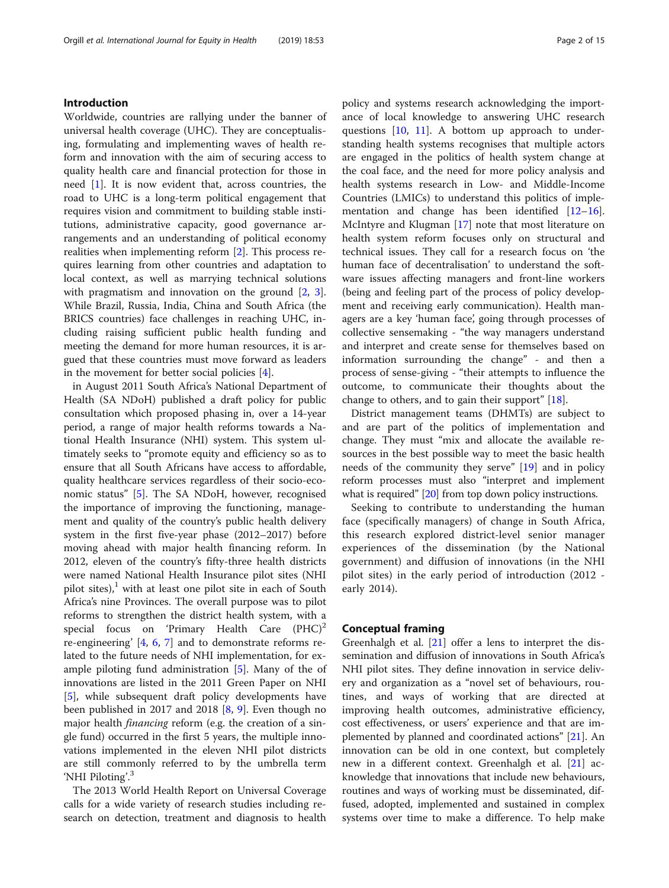## Introduction

Worldwide, countries are rallying under the banner of universal health coverage (UHC). They are conceptualising, formulating and implementing waves of health reform and innovation with the aim of securing access to quality health care and financial protection for those in need [1]. It is now evident that, across countries, the road to UHC is a long-term political engagement that requires vision and commitment to building stable institutions, administrative capacity, good governance arrangements and an understanding of political economy realities when implementing reform [2]. This process requires learning from other countries and adaptation to local context, as well as marrying technical solutions with pragmatism and innovation on the ground [2, 3]. While Brazil, Russia, India, China and South Africa (the BRICS countries) face challenges in reaching UHC, including raising sufficient public health funding and meeting the demand for more human resources, it is argued that these countries must move forward as leaders in the movement for better social policies [4].

in August 2011 South Africa's National Department of Health (SA NDoH) published a draft policy for public consultation which proposed phasing in, over a 14-year period, a range of major health reforms towards a National Health Insurance (NHI) system. This system ultimately seeks to "promote equity and efficiency so as to ensure that all South Africans have access to affordable, quality healthcare services regardless of their socio-economic status" [5]. The SA NDoH, however, recognised the importance of improving the functioning, management and quality of the country's public health delivery system in the first five-year phase (2012–2017) before moving ahead with major health financing reform. In 2012, eleven of the country's fifty-three health districts were named National Health Insurance pilot sites (NHI pilot sites),[1] with at least one pilot site in each of South Africa's nine Provinces. The overall purpose was to pilot reforms to strengthen the district health system, with a special focus on 'Primary Health Care (PHC)[2] re-engineering' [4, 6, 7] and to demonstrate reforms related to the future needs of NHI implementation, for example piloting fund administration [5]. Many of the of innovations are listed in the 2011 Green Paper on NHI [5], while subsequent draft policy developments have been published in 2017 and 2018 [8, 9]. Even though no major health *financing* reform (e.g. the creation of a single fund) occurred in the first 5 years, the multiple innovations implemented in the eleven NHI pilot districts are still commonly referred to by the umbrella term 'NHI Piloting'.[3]

The 2013 World Health Report on Universal Coverage calls for a wide variety of research studies including research on detection, treatment and diagnosis to health policy and systems research acknowledging the importance of local knowledge to answering UHC research questions [10, 11]. A bottom up approach to understanding health systems recognises that multiple actors are engaged in the politics of health system change at the coal face, and the need for more policy analysis and health systems research in Low- and Middle-Income Countries (LMICs) to understand this politics of implementation and change has been identified [12–16]. McIntyre and Klugman [17] note that most literature on health system reform focuses only on structural and technical issues. They call for a research focus on 'the human face of decentralisation' to understand the software issues affecting managers and front-line workers (being and feeling part of the process of policy development and receiving early communication). Health managers are a key 'human face', going through processes of collective sensemaking - "the way managers understand and interpret and create sense for themselves based on information surrounding the change" - and then a process of sense-giving - "their attempts to influence the outcome, to communicate their thoughts about the change to others, and to gain their support" [18].

District management teams (DHMTs) are subject to and are part of the politics of implementation and change. They must "mix and allocate the available resources in the best possible way to meet the basic health needs of the community they serve" [19] and in policy reform processes must also "interpret and implement what is required" [20] from top down policy instructions.

Seeking to contribute to understanding the human face (specifically managers) of change in South Africa, this research explored district-level senior manager experiences of the dissemination (by the National government) and diffusion of innovations (in the NHI pilot sites) in the early period of introduction (2012 - early 2014).

## Conceptual framing

Greenhalgh et al. [21] offer a lens to interpret the dissemination and diffusion of innovations in South Africa's NHI pilot sites. They define innovation in service delivery and organization as a "novel set of behaviours, routines, and ways of working that are directed at improving health outcomes, administrative efficiency, cost effectiveness, or users' experience and that are implemented by planned and coordinated actions" [21]. An innovation can be old in one context, but completely new in a different context. Greenhalgh et al. [21] acknowledge that innovations that include new behaviours, routines and ways of working must be disseminated, diffused, adopted, implemented and sustained in complex systems over time to make a difference. To help make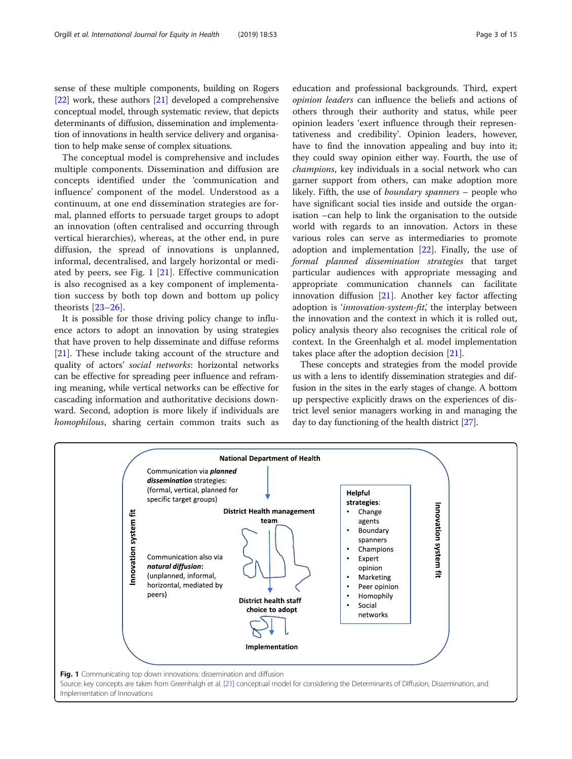sense of these multiple components, building on Rogers [22] work, these authors [21] developed a comprehensive conceptual model, through systematic review, that depicts determinants of diffusion, dissemination and implementation of innovations in health service delivery and organisation to help make sense of complex situations.

The conceptual model is comprehensive and includes multiple components. Dissemination and diffusion are concepts identified under the 'communication and influence' component of the model. Understood as a continuum, at one end dissemination strategies are formal, planned efforts to persuade target groups to adopt an innovation (often centralised and occurring through vertical hierarchies), whereas, at the other end, in pure diffusion, the spread of innovations is unplanned, informal, decentralised, and largely horizontal or mediated by peers, see Fig. 1 [21]. Effective communication is also recognised as a key component of implementation success by both top down and bottom up policy theorists [23–26].

It is possible for those driving policy change to influence actors to adopt an innovation by using strategies that have proven to help disseminate and diffuse reforms [21]. These include taking account of the structure and quality of actors' *social networks*: horizontal networks can be effective for spreading peer influence and reframing meaning, while vertical networks can be effective for cascading information and authoritative decisions downward. Second, adoption is more likely if individuals are *homophilous*, sharing certain common traits such as education and professional backgrounds. Third, expert *opinion leaders* can influence the beliefs and actions of others through their authority and status, while peer opinion leaders 'exert influence through their representativeness and credibility'. Opinion leaders, however, have to find the innovation appealing and buy into it; they could sway opinion either way. Fourth, the use of *champions*, key individuals in a social network who can garner support from others, can make adoption more likely. Fifth, the use of *boundary spanners* – people who have significant social ties inside and outside the organisation –can help to link the organisation to the outside world with regards to an innovation. Actors in these various roles can serve as intermediaries to promote adoption and implementation [22]. Finally, the use of *formal planned dissemination strategies* that target particular audiences with appropriate messaging and appropriate communication channels can facilitate innovation diffusion [21]. Another key factor affecting adoption is '*innovation-system-fit*,' the interplay between the innovation and the context in which it is rolled out, policy analysis theory also recognises the critical role of context. In the Greenhalgh et al. model implementation takes place after the adoption decision [21].

These concepts and strategies from the model provide us with a lens to identify dissemination strategies and diffusion in the sites in the early stages of change. A bottom up perspective explicitly draws on the experiences of district level senior managers working in and managing the day to day functioning of the health district [27].

**Fig. 1** Communicating top down innovations: dissemination and diffusion
Source: key concepts are taken from Greenhalgh et al. [21] conceptual model for considering the Determinants of Diffusion, Dissemination, and Implementation of Innovations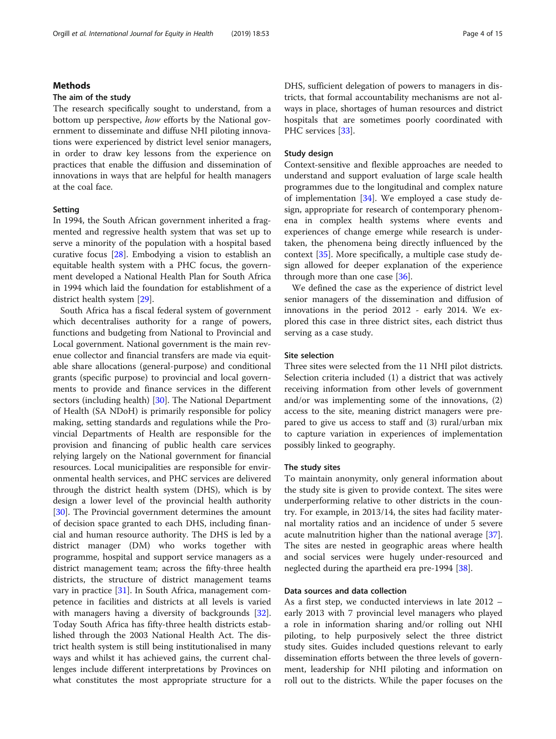## Methods

### The aim of the study

The research specifically sought to understand, from a bottom up perspective, *how* efforts by the National government to disseminate and diffuse NHI piloting innovations were experienced by district level senior managers, in order to draw key lessons from the experience on practices that enable the diffusion and dissemination of innovations in ways that are helpful for health managers at the coal face.

### Setting

In 1994, the South African government inherited a fragmented and regressive health system that was set up to serve a minority of the population with a hospital based curative focus [28]. Embodying a vision to establish an equitable health system with a PHC focus, the government developed a National Health Plan for South Africa in 1994 which laid the foundation for establishment of a district health system [29].

South Africa has a fiscal federal system of government which decentralises authority for a range of powers, functions and budgeting from National to Provincial and Local government. National government is the main revenue collector and financial transfers are made via equitable share allocations (general-purpose) and conditional grants (specific purpose) to provincial and local governments to provide and finance services in the different sectors (including health) [30]. The National Department of Health (SA NDoH) is primarily responsible for policy making, setting standards and regulations while the Provincial Departments of Health are responsible for the provision and financing of public health care services relying largely on the National government for financial resources. Local municipalities are responsible for environmental health services, and PHC services are delivered through the district health system (DHS), which is by design a lower level of the provincial health authority [30]. The Provincial government determines the amount of decision space granted to each DHS, including financial and human resource authority. The DHS is led by a district manager (DM) who works together with programme, hospital and support service managers as a district management team; across the fifty-three health districts, the structure of district management teams vary in practice [31]. In South Africa, management competence in facilities and districts at all levels is varied with managers having a diversity of backgrounds [32]. Today South Africa has fifty-three health districts established through the 2003 National Health Act. The district health system is still being institutionalised in many ways and whilst it has achieved gains, the current challenges include different interpretations by Provinces on what constitutes the most appropriate structure for a DHS, sufficient delegation of powers to managers in districts, that formal accountability mechanisms are not always in place, shortages of human resources and district hospitals that are sometimes poorly coordinated with PHC services [33].

### Study design

Context-sensitive and flexible approaches are needed to understand and support evaluation of large scale health programmes due to the longitudinal and complex nature of implementation [34]. We employed a case study design, appropriate for research of contemporary phenomena in complex health systems where events and experiences of change emerge while research is undertaken, the phenomena being directly influenced by the context [35]. More specifically, a multiple case study design allowed for deeper explanation of the experience through more than one case [36].

We defined the case as the experience of district level senior managers of the dissemination and diffusion of innovations in the period 2012 - early 2014. We explored this case in three district sites, each district thus serving as a case study.

### Site selection

Three sites were selected from the 11 NHI pilot districts. Selection criteria included (1) a district that was actively receiving information from other levels of government and/or was implementing some of the innovations, (2) access to the site, meaning district managers were prepared to give us access to staff and (3) rural/urban mix to capture variation in experiences of implementation possibly linked to geography.

### The study sites

To maintain anonymity, only general information about the study site is given to provide context. The sites were underperforming relative to other districts in the country. For example, in 2013/14, the sites had facility maternal mortality ratios and an incidence of under 5 severe acute malnutrition higher than the national average [37]. The sites are nested in geographic areas where health and social services were hugely under-resourced and neglected during the apartheid era pre-1994 [38].

### Data sources and data collection

As a first step, we conducted interviews in late 2012 – early 2013 with 7 provincial level managers who played a role in information sharing and/or rolling out NHI piloting, to help purposively select the three district study sites. Guides included questions relevant to early dissemination efforts between the three levels of government, leadership for NHI piloting and information on roll out to the districts. While the paper focuses on the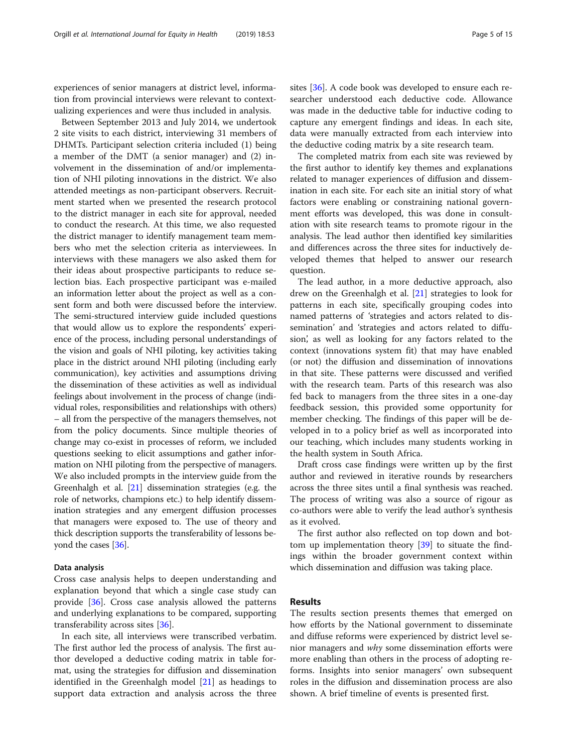experiences of senior managers at district level, information from provincial interviews were relevant to contextualizing experiences and were thus included in analysis.

Between September 2013 and July 2014, we undertook 2 site visits to each district, interviewing 31 members of DHMTs. Participant selection criteria included (1) being a member of the DMT (a senior manager) and (2) involvement in the dissemination of and/or implementation of NHI piloting innovations in the district. We also attended meetings as non-participant observers. Recruitment started when we presented the research protocol to the district manager in each site for approval, needed to conduct the research. At this time, we also requested the district manager to identify management team members who met the selection criteria as interviewees. In interviews with these managers we also asked them for their ideas about prospective participants to reduce selection bias. Each prospective participant was e-mailed an information letter about the project as well as a consent form and both were discussed before the interview. The semi-structured interview guide included questions that would allow us to explore the respondents' experience of the process, including personal understandings of the vision and goals of NHI piloting, key activities taking place in the district around NHI piloting (including early communication), key activities and assumptions driving the dissemination of these activities as well as individual feelings about involvement in the process of change (individual roles, responsibilities and relationships with others) – all from the perspective of the managers themselves, not from the policy documents. Since multiple theories of change may co-exist in processes of reform, we included questions seeking to elicit assumptions and gather information on NHI piloting from the perspective of managers. We also included prompts in the interview guide from the Greenhalgh et al. [21] dissemination strategies (e.g. the role of networks, champions etc.) to help identify dissemination strategies and any emergent diffusion processes that managers were exposed to. The use of theory and thick description supports the transferability of lessons beyond the cases [36].

### Data analysis

Cross case analysis helps to deepen understanding and explanation beyond that which a single case study can provide [36]. Cross case analysis allowed the patterns and underlying explanations to be compared, supporting transferability across sites [36].

In each site, all interviews were transcribed verbatim. The first author led the process of analysis. The first author developed a deductive coding matrix in table format, using the strategies for diffusion and dissemination identified in the Greenhalgh model [21] as headings to support data extraction and analysis across the three sites [36]. A code book was developed to ensure each researcher understood each deductive code. Allowance was made in the deductive table for inductive coding to capture any emergent findings and ideas. In each site, data were manually extracted from each interview into the deductive coding matrix by a site research team.

The completed matrix from each site was reviewed by the first author to identify key themes and explanations related to manager experiences of diffusion and dissemination in each site. For each site an initial story of what factors were enabling or constraining national government efforts was developed, this was done in consultation with site research teams to promote rigour in the analysis. The lead author then identified key similarities and differences across the three sites for inductively developed themes that helped to answer our research question.

The lead author, in a more deductive approach, also drew on the Greenhalgh et al. [21] strategies to look for patterns in each site, specifically grouping codes into named patterns of 'strategies and actors related to dissemination' and 'strategies and actors related to diffusion', as well as looking for any factors related to the context (innovations system fit) that may have enabled (or not) the diffusion and dissemination of innovations in that site. These patterns were discussed and verified with the research team. Parts of this research was also fed back to managers from the three sites in a one-day feedback session, this provided some opportunity for member checking. The findings of this paper will be developed in to a policy brief as well as incorporated into our teaching, which includes many students working in the health system in South Africa.

Draft cross case findings were written up by the first author and reviewed in iterative rounds by researchers across the three sites until a final synthesis was reached. The process of writing was also a source of rigour as co-authors were able to verify the lead author's synthesis as it evolved.

The first author also reflected on top down and bottom up implementation theory [39] to situate the findings within the broader government context within which dissemination and diffusion was taking place.

## Results

The results section presents themes that emerged on how efforts by the National government to disseminate and diffuse reforms were experienced by district level senior managers and *why* some dissemination efforts were more enabling than others in the process of adopting reforms. Insights into senior managers' own subsequent roles in the diffusion and dissemination process are also shown. A brief timeline of events is presented first.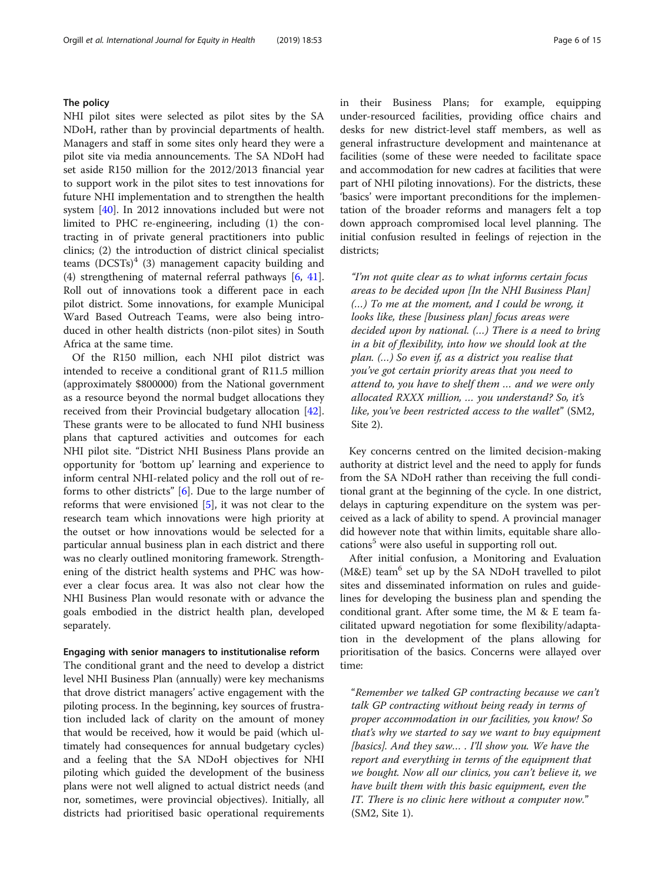## The policy

NHI pilot sites were selected as pilot sites by the SA NDoH, rather than by provincial departments of health. Managers and staff in some sites only heard they were a pilot site via media announcements. The SA NDoH had set aside R150 million for the 2012/2013 financial year to support work in the pilot sites to test innovations for future NHI implementation and to strengthen the health system [40]. In 2012 innovations included but were not limited to PHC re-engineering, including (1) the contracting in of private general practitioners into public clinics; (2) the introduction of district clinical specialist teams (DCSTs)[4] (3) management capacity building and (4) strengthening of maternal referral pathways [6, 41]. Roll out of innovations took a different pace in each pilot district. Some innovations, for example Municipal Ward Based Outreach Teams, were also being introduced in other health districts (non-pilot sites) in South Africa at the same time.

Of the R150 million, each NHI pilot district was intended to receive a conditional grant of R11.5 million (approximately $800000) from the National government as a resource beyond the normal budget allocations they received from their Provincial budgetary allocation [42]. These grants were to be allocated to fund NHI business plans that captured activities and outcomes for each NHI pilot site. "District NHI Business Plans provide an opportunity for 'bottom up' learning and experience to inform central NHI-related policy and the roll out of reforms to other districts" [6]. Due to the large number of reforms that were envisioned [5], it was not clear to the research team which innovations were high priority at the outset or how innovations would be selected for a particular annual business plan in each district and there was no clearly outlined monitoring framework. Strengthening of the district health systems and PHC was however a clear focus area. It was also not clear how the NHI Business Plan would resonate with or advance the goals embodied in the district health plan, developed separately.

### Engaging with senior managers to institutionalise reform

The conditional grant and the need to develop a district level NHI Business Plan (annually) were key mechanisms that drove district managers' active engagement with the piloting process. In the beginning, key sources of frustration included lack of clarity on the amount of money that would be received, how it would be paid (which ultimately had consequences for annual budgetary cycles) and a feeling that the SA NDoH objectives for NHI piloting which guided the development of the business plans were not well aligned to actual district needs (and nor, sometimes, were provincial objectives). Initially, all districts had prioritised basic operational requirements in their Business Plans; for example, equipping under-resourced facilities, providing office chairs and desks for new district-level staff members, as well as general infrastructure development and maintenance at facilities (some of these were needed to facilitate space and accommodation for new cadres at facilities that were part of NHI piloting innovations). For the districts, these 'basics' were important preconditions for the implementation of the broader reforms and managers felt a top down approach compromised local level planning. The initial confusion resulted in feelings of rejection in the districts;

> *"I'm not quite clear as to what informs certain focus areas to be decided upon [In the NHI Business Plan] (…) To me at the moment, and I could be wrong, it looks like, these [business plan] focus areas were decided upon by national. (…) There is a need to bring in a bit of flexibility, into how we should look at the plan. (…) So even if, as a district you realise that you've got certain priority areas that you need to attend to, you have to shelf them … and we were only allocated RXXX million, … you understand? So, it's like, you've been restricted access to the wallet"* (SM2, Site 2).

Key concerns centred on the limited decision-making authority at district level and the need to apply for funds from the SA NDoH rather than receiving the full conditional grant at the beginning of the cycle. In one district, delays in capturing expenditure on the system was perceived as a lack of ability to spend. A provincial manager did however note that within limits, equitable share allocations[5] were also useful in supporting roll out.

After initial confusion, a Monitoring and Evaluation (M&E) team[6] set up by the SA NDoH travelled to pilot sites and disseminated information on rules and guidelines for developing the business plan and spending the conditional grant. After some time, the M & E team facilitated upward negotiation for some flexibility/adaptation in the development of the plans allowing for prioritisation of the basics. Concerns were allayed over time:

> *"Remember we talked GP contracting because we can't talk GP contracting without being ready in terms of proper accommodation in our facilities, you know! So that's why we started to say we want to buy equipment [basics]. And they saw… . I'll show you. We have the report and everything in terms of the equipment that we bought. Now all our clinics, you can't believe it, we have built them with this basic equipment, even the IT. There is no clinic here without a computer now."* (SM2, Site 1).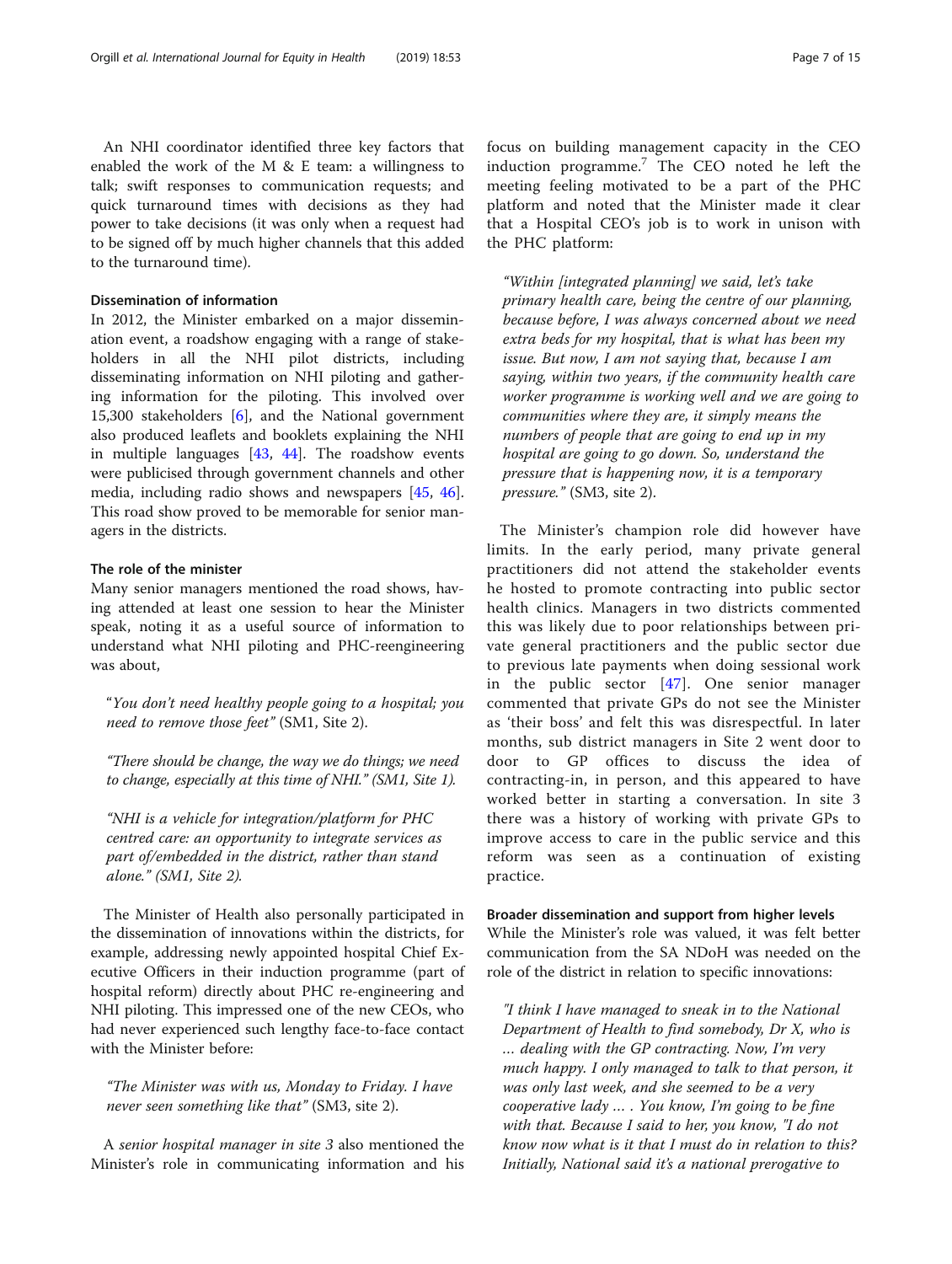An NHI coordinator identified three key factors that enabled the work of the M & E team: a willingness to talk; swift responses to communication requests; and quick turnaround times with decisions as they had power to take decisions (it was only when a request had to be signed off by much higher channels that this added to the turnaround time).

#### Dissemination of information

In 2012, the Minister embarked on a major dissemination event, a roadshow engaging with a range of stakeholders in all the NHI pilot districts, including disseminating information on NHI piloting and gathering information for the piloting. This involved over 15,300 stakeholders [6], and the National government also produced leaflets and booklets explaining the NHI in multiple languages [43, 44]. The roadshow events were publicised through government channels and other media, including radio shows and newspapers [45, 46]. This road show proved to be memorable for senior managers in the districts.

#### The role of the minister

Many senior managers mentioned the road shows, having attended at least one session to hear the Minister speak, noting it as a useful source of information to understand what NHI piloting and PHC-reengineering was about,

> "*You don't need healthy people going to a hospital; you need to remove those feet*" (SM1, Site 2).

> *"There should be change, the way we do things; we need to change, especially at this time of NHI." (SM1, Site 1).*

> *"NHI is a vehicle for integration/platform for PHC centred care: an opportunity to integrate services as part of/embedded in the district, rather than stand alone." (SM1, Site 2).*

The Minister of Health also personally participated in the dissemination of innovations within the districts, for example, addressing newly appointed hospital Chief Executive Officers in their induction programme (part of hospital reform) directly about PHC re-engineering and NHI piloting. This impressed one of the new CEOs, who had never experienced such lengthy face-to-face contact with the Minister before:

> *"The Minister was with us, Monday to Friday. I have never seen something like that"* (SM3, site 2).

A *senior hospital manager in site 3* also mentioned the Minister's role in communicating information and his focus on building management capacity in the CEO induction programme.[7] The CEO noted he left the meeting feeling motivated to be a part of the PHC platform and noted that the Minister made it clear that a Hospital CEO's job is to work in unison with the PHC platform:

> *"Within [integrated planning] we said, let's take primary health care, being the centre of our planning, because before, I was always concerned about we need extra beds for my hospital, that is what has been my issue. But now, I am not saying that, because I am saying, within two years, if the community health care worker programme is working well and we are going to communities where they are, it simply means the numbers of people that are going to end up in my hospital are going to go down. So, understand the pressure that is happening now, it is a temporary pressure."* (SM3, site 2).

The Minister's champion role did however have limits. In the early period, many private general practitioners did not attend the stakeholder events he hosted to promote contracting into public sector health clinics. Managers in two districts commented this was likely due to poor relationships between private general practitioners and the public sector due to previous late payments when doing sessional work in the public sector [47]. One senior manager commented that private GPs do not see the Minister as 'their boss' and felt this was disrespectful. In later months, sub district managers in Site 2 went door to door to GP offices to discuss the idea of contracting-in, in person, and this appeared to have worked better in starting a conversation. In site 3 there was a history of working with private GPs to improve access to care in the public service and this reform was seen as a continuation of existing practice.

#### Broader dissemination and support from higher levels

While the Minister's role was valued, it was felt better communication from the SA NDoH was needed on the role of the district in relation to specific innovations:

> *"I think I have managed to sneak in to the National Department of Health to find somebody, Dr X, who is ... dealing with the GP contracting. Now, I'm very much happy. I only managed to talk to that person, it was only last week, and she seemed to be a very cooperative lady ... . You know, I'm going to be fine with that. Because I said to her, you know, "I do not know now what is it that I must do in relation to this? Initially, National said it's a national prerogative to*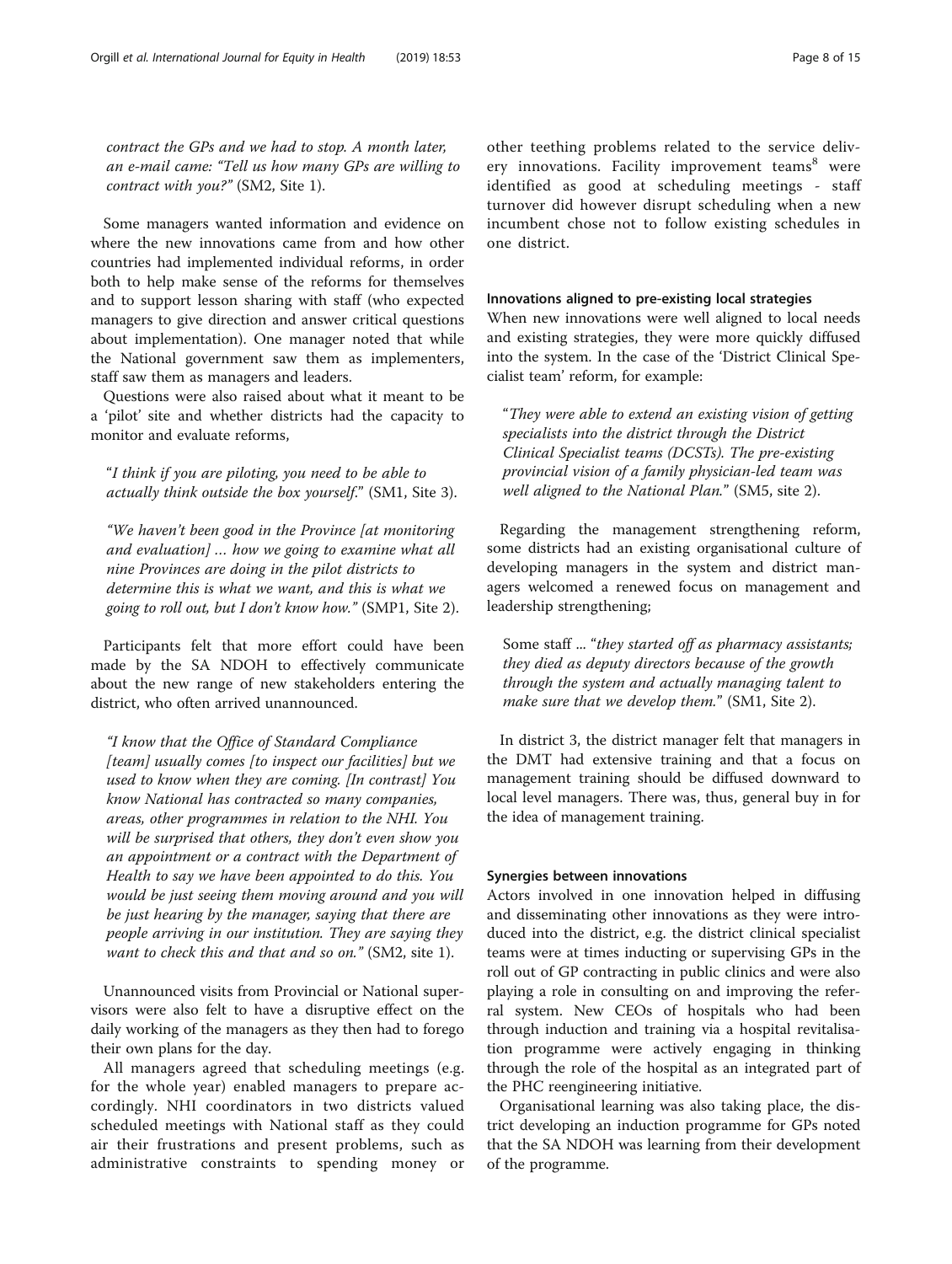*contract the GPs and we had to stop. A month later, an e-mail came: "Tell us how many GPs are willing to contract with you?"* (SM2, Site 1).

Some managers wanted information and evidence on where the new innovations came from and how other countries had implemented individual reforms, in order both to help make sense of the reforms for themselves and to support lesson sharing with staff (who expected managers to give direction and answer critical questions about implementation). One manager noted that while the National government saw them as implementers, staff saw them as managers and leaders.

Questions were also raised about what it meant to be a 'pilot' site and whether districts had the capacity to monitor and evaluate reforms,

> "*I think if you are piloting, you need to be able to actually think outside the box yourself*." (SM1, Site 3).

> "*We haven't been good in the Province [at monitoring and evaluation] … how we going to examine what all nine Provinces are doing in the pilot districts to determine this is what we want, and this is what we going to roll out, but I don't know how.*" (SMP1, Site 2).

Participants felt that more effort could have been made by the SA NDOH to effectively communicate about the new range of new stakeholders entering the district, who often arrived unannounced.

> "*I know that the Office of Standard Compliance [team] usually comes [to inspect our facilities] but we used to know when they are coming. [In contrast] You know National has contracted so many companies, areas, other programmes in relation to the NHI. You will be surprised that others, they don't even show you an appointment or a contract with the Department of Health to say we have been appointed to do this. You would be just seeing them moving around and you will be just hearing by the manager, saying that there are people arriving in our institution. They are saying they want to check this and that and so on.*" (SM2, site 1).

Unannounced visits from Provincial or National supervisors were also felt to have a disruptive effect on the daily working of the managers as they then had to forego their own plans for the day.

All managers agreed that scheduling meetings (e.g. for the whole year) enabled managers to prepare accordingly. NHI coordinators in two districts valued scheduled meetings with National staff as they could air their frustrations and present problems, such as administrative constraints to spending money or other teething problems related to the service delivery innovations. Facility improvement teams[8] were identified as good at scheduling meetings - staff turnover did however disrupt scheduling when a new incumbent chose not to follow existing schedules in one district.

#### Innovations aligned to pre-existing local strategies

When new innovations were well aligned to local needs and existing strategies, they were more quickly diffused into the system. In the case of the 'District Clinical Specialist team' reform, for example:

> "*They were able to extend an existing vision of getting specialists into the district through the District Clinical Specialist teams (DCSTs). The pre-existing provincial vision of a family physician-led team was well aligned to the National Plan.*" (SM5, site 2).

Regarding the management strengthening reform, some districts had an existing organisational culture of developing managers in the system and district managers welcomed a renewed focus on management and leadership strengthening;

> Some staff ... "*they started off as pharmacy assistants; they died as deputy directors because of the growth through the system and actually managing talent to make sure that we develop them.*" (SM1, Site 2).

In district 3, the district manager felt that managers in the DMT had extensive training and that a focus on management training should be diffused downward to local level managers. There was, thus, general buy in for the idea of management training.

#### Synergies between innovations

Actors involved in one innovation helped in diffusing and disseminating other innovations as they were introduced into the district, e.g. the district clinical specialist teams were at times inducting or supervising GPs in the roll out of GP contracting in public clinics and were also playing a role in consulting on and improving the referral system. New CEOs of hospitals who had been through induction and training via a hospital revitalisation programme were actively engaging in thinking through the role of the hospital as an integrated part of the PHC reengineering initiative.

Organisational learning was also taking place, the district developing an induction programme for GPs noted that the SA NDOH was learning from their development of the programme.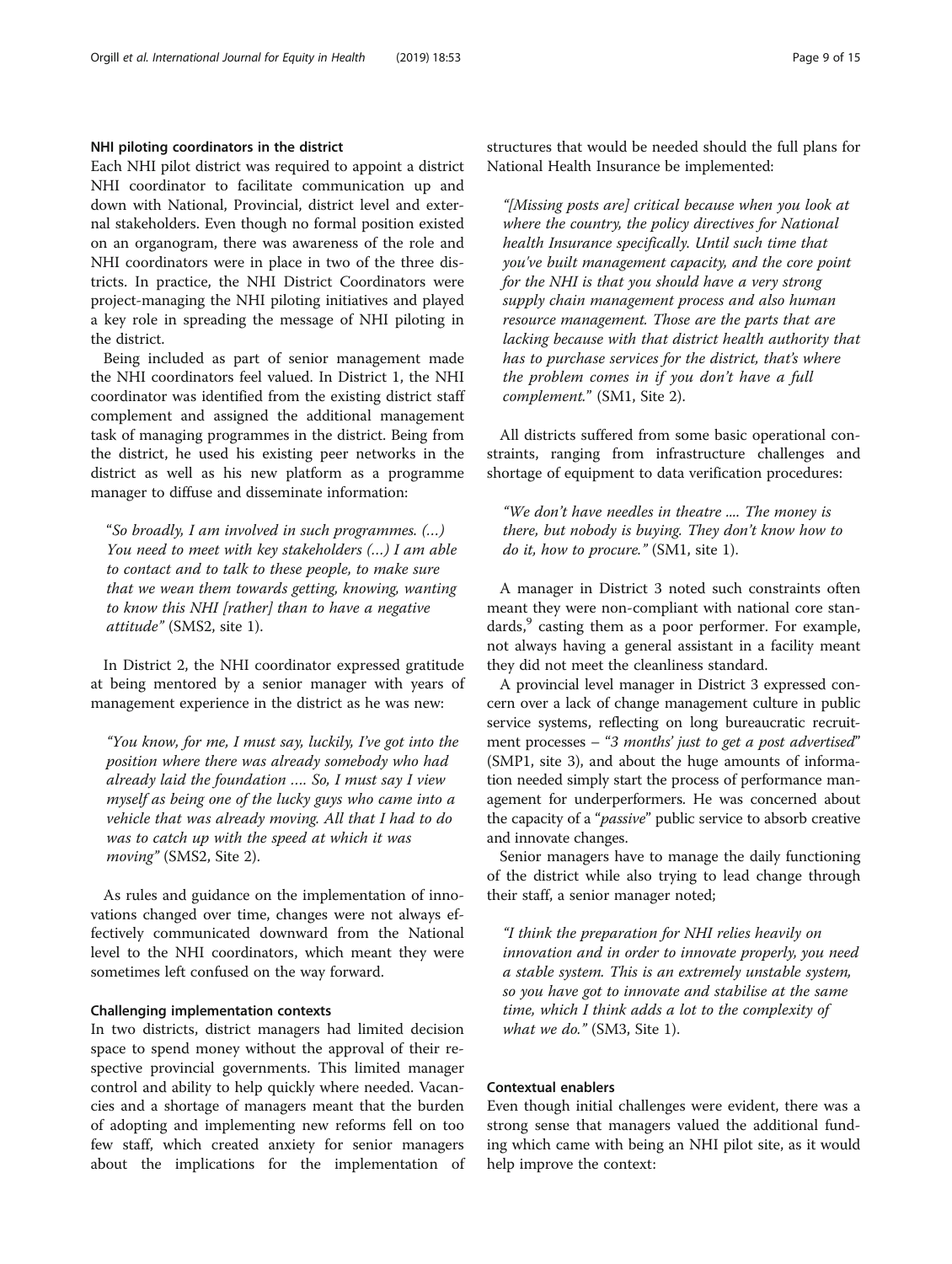#### NHI piloting coordinators in the district

Each NHI pilot district was required to appoint a district NHI coordinator to facilitate communication up and down with National, Provincial, district level and external stakeholders. Even though no formal position existed on an organogram, there was awareness of the role and NHI coordinators were in place in two of the three districts. In practice, the NHI District Coordinators were project-managing the NHI piloting initiatives and played a key role in spreading the message of NHI piloting in the district.

Being included as part of senior management made the NHI coordinators feel valued. In District 1, the NHI coordinator was identified from the existing district staff complement and assigned the additional management task of managing programmes in the district. Being from the district, he used his existing peer networks in the district as well as his new platform as a programme manager to diffuse and disseminate information:

> "*So broadly, I am involved in such programmes. (…) You need to meet with key stakeholders (…) I am able to contact and to talk to these people, to make sure that we wean them towards getting, knowing, wanting to know this NHI [rather] than to have a negative attitude*" (SMS2, site 1).

In District 2, the NHI coordinator expressed gratitude at being mentored by a senior manager with years of management experience in the district as he was new:

> "*You know, for me, I must say, luckily, I've got into the position where there was already somebody who had already laid the foundation …. So, I must say I view myself as being one of the lucky guys who came into a vehicle that was already moving. All that I had to do was to catch up with the speed at which it was moving*" (SMS2, Site 2).

As rules and guidance on the implementation of innovations changed over time, changes were not always effectively communicated downward from the National level to the NHI coordinators, which meant they were sometimes left confused on the way forward.

#### Challenging implementation contexts

In two districts, district managers had limited decision space to spend money without the approval of their respective provincial governments. This limited manager control and ability to help quickly where needed. Vacancies and a shortage of managers meant that the burden of adopting and implementing new reforms fell on too few staff, which created anxiety for senior managers about the implications for the implementation of structures that would be needed should the full plans for National Health Insurance be implemented:

> "*[Missing posts are] critical because when you look at where the country, the policy directives for National health Insurance specifically. Until such time that you've built management capacity, and the core point for the NHI is that you should have a very strong supply chain management process and also human resource management. Those are the parts that are lacking because with that district health authority that has to purchase services for the district, that's where the problem comes in if you don't have a full complement.*" (SM1, Site 2).

All districts suffered from some basic operational constraints, ranging from infrastructure challenges and shortage of equipment to data verification procedures:

> "*We don't have needles in theatre .... The money is there, but nobody is buying. They don't know how to do it, how to procure.*" (SM1, site 1).

A manager in District 3 noted such constraints often meant they were non-compliant with national core standards,[9] casting them as a poor performer. For example, not always having a general assistant in a facility meant they did not meet the cleanliness standard.

A provincial level manager in District 3 expressed concern over a lack of change management culture in public service systems, reflecting on long bureaucratic recruitment processes – "*3 months' just to get a post advertised*" (SMP1, site 3), and about the huge amounts of information needed simply start the process of performance management for underperformers. He was concerned about the capacity of a "*passive*" public service to absorb creative and innovate changes.

Senior managers have to manage the daily functioning of the district while also trying to lead change through their staff, a senior manager noted;

> "*I think the preparation for NHI relies heavily on innovation and in order to innovate properly, you need a stable system. This is an extremely unstable system, so you have got to innovate and stabilise at the same time, which I think adds a lot to the complexity of what we do.*" (SM3, Site 1).

#### Contextual enablers

Even though initial challenges were evident, there was a strong sense that managers valued the additional funding which came with being an NHI pilot site, as it would help improve the context: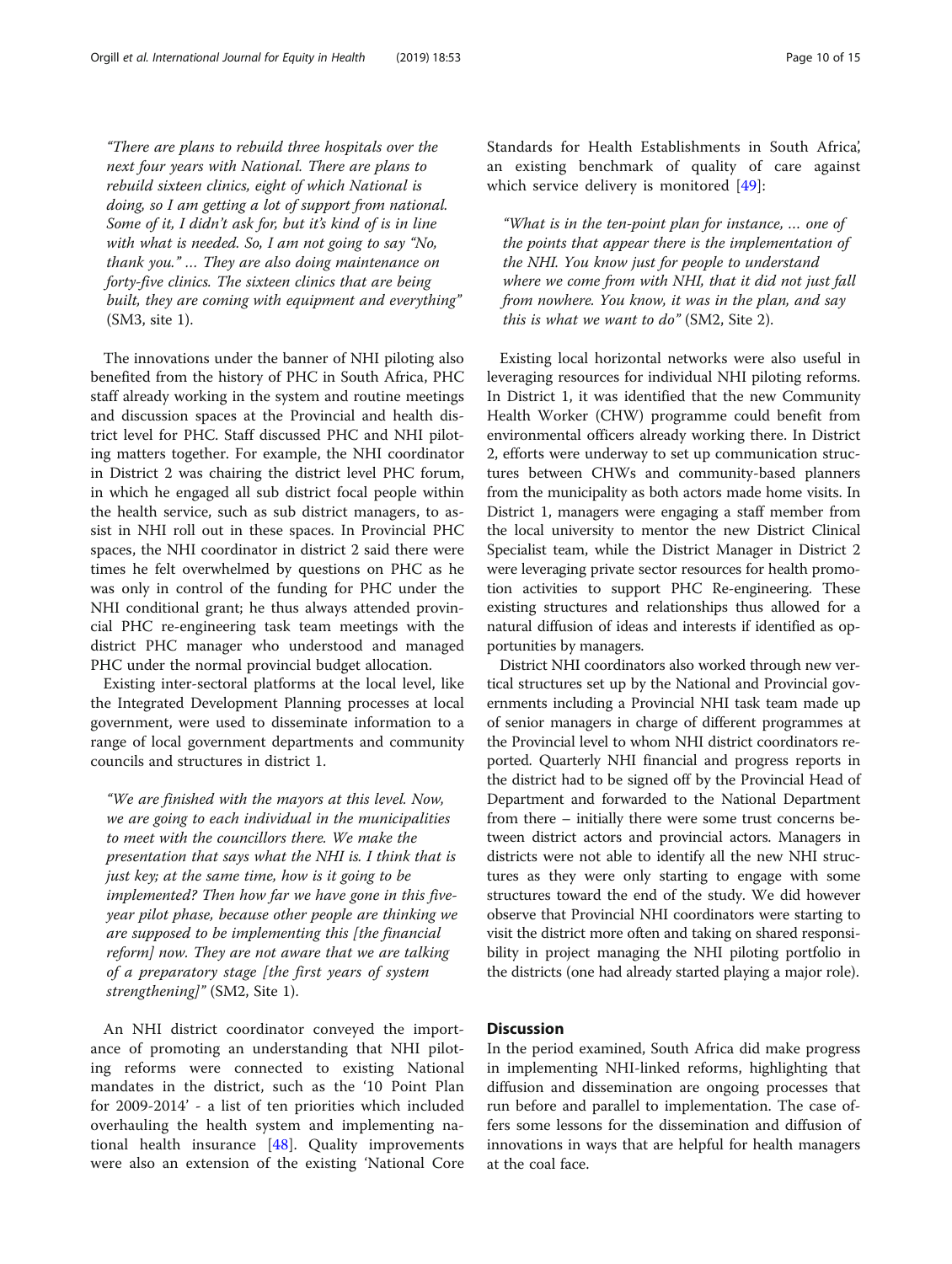*"There are plans to rebuild three hospitals over the next four years with National. There are plans to rebuild sixteen clinics, eight of which National is doing, so I am getting a lot of support from national. Some of it, I didn't ask for, but it's kind of is in line with what is needed. So, I am not going to say "No, thank you." … They are also doing maintenance on forty-five clinics. The sixteen clinics that are being built, they are coming with equipment and everything"* (SM3, site 1).

The innovations under the banner of NHI piloting also benefited from the history of PHC in South Africa, PHC staff already working in the system and routine meetings and discussion spaces at the Provincial and health district level for PHC. Staff discussed PHC and NHI piloting matters together. For example, the NHI coordinator in District 2 was chairing the district level PHC forum, in which he engaged all sub district focal people within the health service, such as sub district managers, to assist in NHI roll out in these spaces. In Provincial PHC spaces, the NHI coordinator in district 2 said there were times he felt overwhelmed by questions on PHC as he was only in control of the funding for PHC under the NHI conditional grant; he thus always attended provincial PHC re-engineering task team meetings with the district PHC manager who understood and managed PHC under the normal provincial budget allocation.

Existing inter-sectoral platforms at the local level, like the Integrated Development Planning processes at local government, were used to disseminate information to a range of local government departments and community councils and structures in district 1.

*"We are finished with the mayors at this level. Now, we are going to each individual in the municipalities to meet with the councillors there. We make the presentation that says what the NHI is. I think that is just key; at the same time, how is it going to be implemented? Then how far we have gone in this five-year pilot phase, because other people are thinking we are supposed to be implementing this [the financial reform] now. They are not aware that we are talking of a preparatory stage [the first years of system strengthening]"* (SM2, Site 1).

An NHI district coordinator conveyed the importance of promoting an understanding that NHI piloting reforms were connected to existing National mandates in the district, such as the '10 Point Plan for 2009-2014' - a list of ten priorities which included overhauling the health system and implementing national health insurance [48]. Quality improvements were also an extension of the existing 'National Core Standards for Health Establishments in South Africa', an existing benchmark of quality of care against which service delivery is monitored [49]:

*"What is in the ten-point plan for instance, … one of the points that appear there is the implementation of the NHI. You know just for people to understand where we come from with NHI, that it did not just fall from nowhere. You know, it was in the plan, and say this is what we want to do"* (SM2, Site 2).

Existing local horizontal networks were also useful in leveraging resources for individual NHI piloting reforms. In District 1, it was identified that the new Community Health Worker (CHW) programme could benefit from environmental officers already working there. In District 2, efforts were underway to set up communication structures between CHWs and community-based planners from the municipality as both actors made home visits. In District 1, managers were engaging a staff member from the local university to mentor the new District Clinical Specialist team, while the District Manager in District 2 were leveraging private sector resources for health promotion activities to support PHC Re-engineering. These existing structures and relationships thus allowed for a natural diffusion of ideas and interests if identified as opportunities by managers.

District NHI coordinators also worked through new vertical structures set up by the National and Provincial governments including a Provincial NHI task team made up of senior managers in charge of different programmes at the Provincial level to whom NHI district coordinators reported. Quarterly NHI financial and progress reports in the district had to be signed off by the Provincial Head of Department and forwarded to the National Department from there – initially there were some trust concerns between district actors and provincial actors. Managers in districts were not able to identify all the new NHI structures as they were only starting to engage with some structures toward the end of the study. We did however observe that Provincial NHI coordinators were starting to visit the district more often and taking on shared responsibility in project managing the NHI piloting portfolio in the districts (one had already started playing a major role).

## Discussion

In the period examined, South Africa did make progress in implementing NHI-linked reforms, highlighting that diffusion and dissemination are ongoing processes that run before and parallel to implementation. The case offers some lessons for the dissemination and diffusion of innovations in ways that are helpful for health managers at the coal face.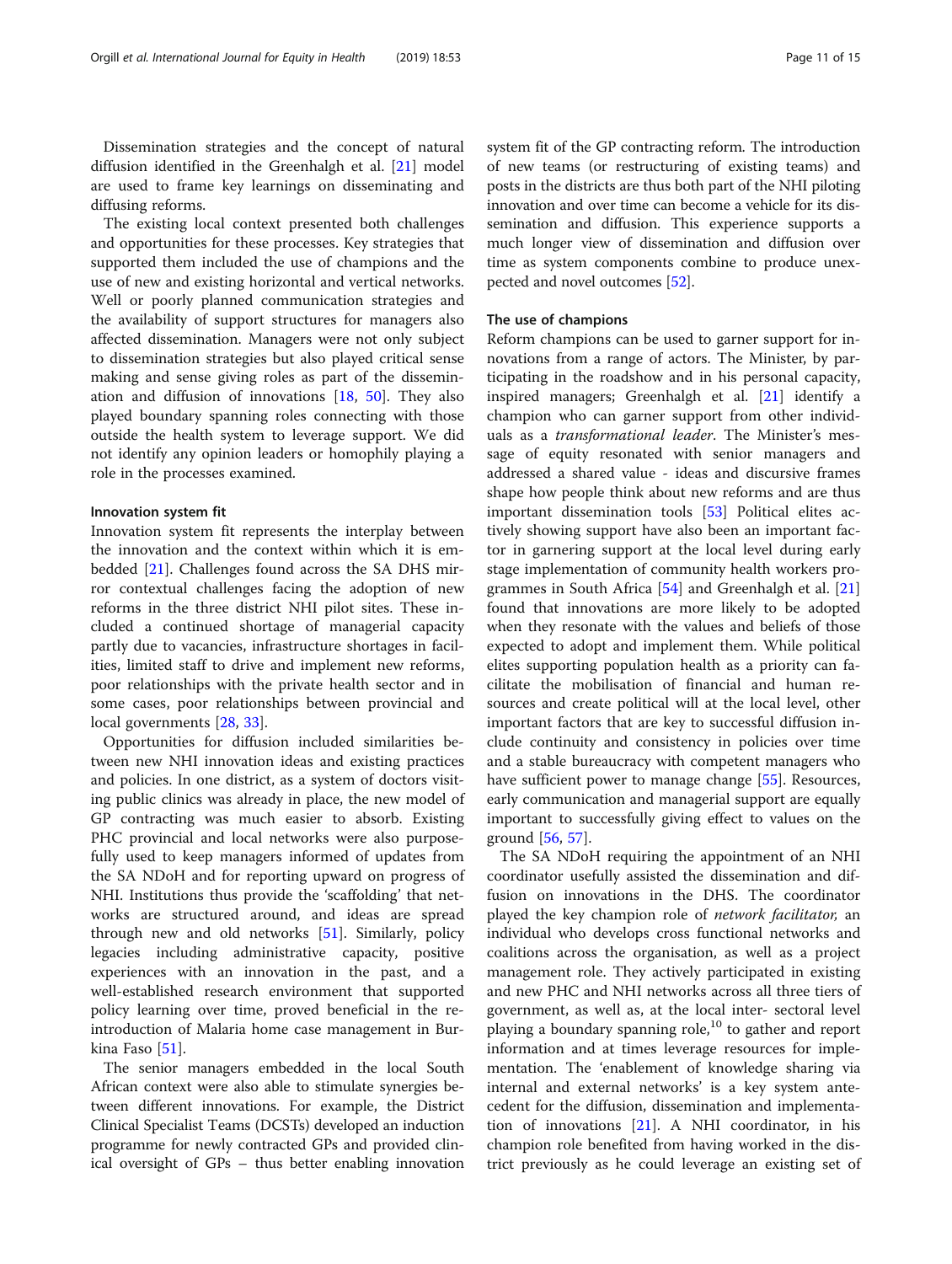Dissemination strategies and the concept of natural diffusion identified in the Greenhalgh et al. [21] model are used to frame key learnings on disseminating and diffusing reforms.

The existing local context presented both challenges and opportunities for these processes. Key strategies that supported them included the use of champions and the use of new and existing horizontal and vertical networks. Well or poorly planned communication strategies and the availability of support structures for managers also affected dissemination. Managers were not only subject to dissemination strategies but also played critical sense making and sense giving roles as part of the dissemination and diffusion of innovations [18, 50]. They also played boundary spanning roles connecting with those outside the health system to leverage support. We did not identify any opinion leaders or homophily playing a role in the processes examined.

#### Innovation system fit

Innovation system fit represents the interplay between the innovation and the context within which it is embedded [21]. Challenges found across the SA DHS mirror contextual challenges facing the adoption of new reforms in the three district NHI pilot sites. These included a continued shortage of managerial capacity partly due to vacancies, infrastructure shortages in facilities, limited staff to drive and implement new reforms, poor relationships with the private health sector and in some cases, poor relationships between provincial and local governments [28, 33].

Opportunities for diffusion included similarities between new NHI innovation ideas and existing practices and policies. In one district, as a system of doctors visiting public clinics was already in place, the new model of GP contracting was much easier to absorb. Existing PHC provincial and local networks were also purposefully used to keep managers informed of updates from the SA NDoH and for reporting upward on progress of NHI. Institutions thus provide the 'scaffolding' that networks are structured around, and ideas are spread through new and old networks [51]. Similarly, policy legacies including administrative capacity, positive experiences with an innovation in the past, and a well-established research environment that supported policy learning over time, proved beneficial in the reintroduction of Malaria home case management in Burkina Faso [51].

The senior managers embedded in the local South African context were also able to stimulate synergies between different innovations. For example, the District Clinical Specialist Teams (DCSTs) developed an induction programme for newly contracted GPs and provided clinical oversight of GPs – thus better enabling innovation system fit of the GP contracting reform. The introduction of new teams (or restructuring of existing teams) and posts in the districts are thus both part of the NHI piloting innovation and over time can become a vehicle for its dissemination and diffusion. This experience supports a much longer view of dissemination and diffusion over time as system components combine to produce unexpected and novel outcomes [52].

#### The use of champions

Reform champions can be used to garner support for innovations from a range of actors. The Minister, by participating in the roadshow and in his personal capacity, inspired managers; Greenhalgh et al. [21] identify a champion who can garner support from other individuals as a *transformational leader*. The Minister's message of equity resonated with senior managers and addressed a shared value - ideas and discursive frames shape how people think about new reforms and are thus important dissemination tools [53] Political elites actively showing support have also been an important factor in garnering support at the local level during early stage implementation of community health workers programmes in South Africa [54] and Greenhalgh et al. [21] found that innovations are more likely to be adopted when they resonate with the values and beliefs of those expected to adopt and implement them. While political elites supporting population health as a priority can facilitate the mobilisation of financial and human resources and create political will at the local level, other important factors that are key to successful diffusion include continuity and consistency in policies over time and a stable bureaucracy with competent managers who have sufficient power to manage change [55]. Resources, early communication and managerial support are equally important to successfully giving effect to values on the ground [56, 57].

The SA NDoH requiring the appointment of an NHI coordinator usefully assisted the dissemination and diffusion on innovations in the DHS. The coordinator played the key champion role of *network facilitator,* an individual who develops cross functional networks and coalitions across the organisation, as well as a project management role. They actively participated in existing and new PHC and NHI networks across all three tiers of government, as well as, at the local inter- sectoral level playing a boundary spanning role,[10] to gather and report information and at times leverage resources for implementation. The 'enablement of knowledge sharing via internal and external networks' is a key system antecedent for the diffusion, dissemination and implementation of innovations [21]. A NHI coordinator, in his champion role benefited from having worked in the district previously as he could leverage an existing set of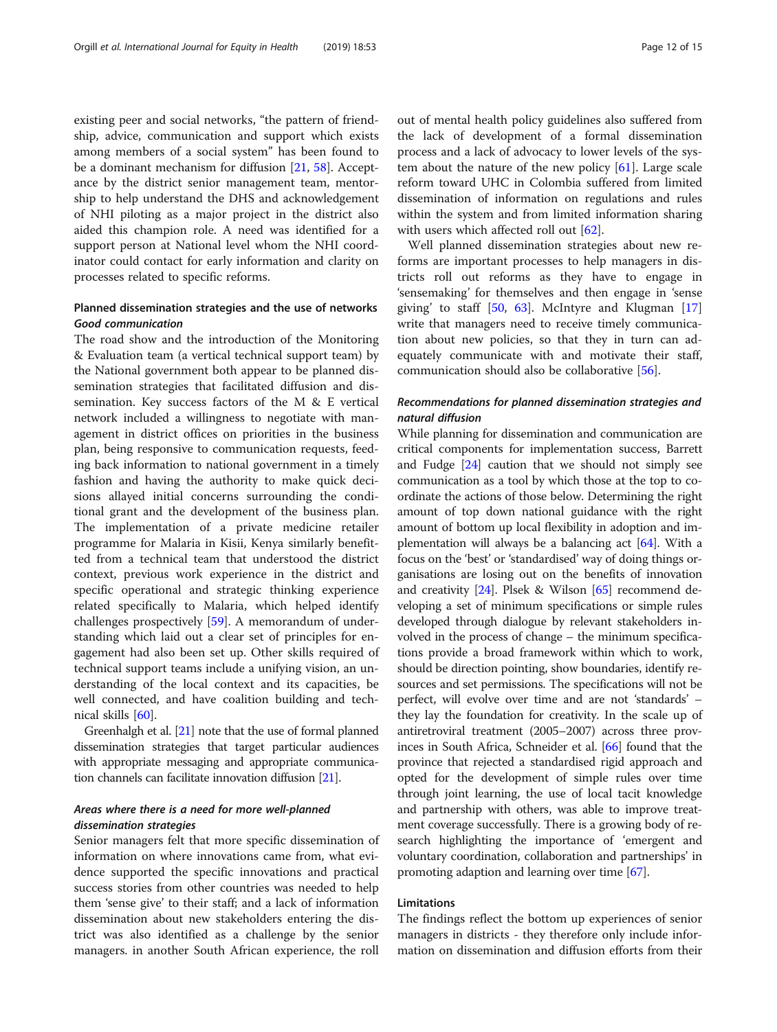existing peer and social networks, "the pattern of friendship, advice, communication and support which exists among members of a social system" has been found to be a dominant mechanism for diffusion [21, 58]. Acceptance by the district senior management team, mentorship to help understand the DHS and acknowledgement of NHI piloting as a major project in the district also aided this champion role. A need was identified for a support person at National level whom the NHI coordinator could contact for early information and clarity on processes related to specific reforms.

### Planned dissemination strategies and the use of networks

#### *Good communication*

The road show and the introduction of the Monitoring & Evaluation team (a vertical technical support team) by the National government both appear to be planned dissemination strategies that facilitated diffusion and dissemination. Key success factors of the M & E vertical network included a willingness to negotiate with management in district offices on priorities in the business plan, being responsive to communication requests, feeding back information to national government in a timely fashion and having the authority to make quick decisions allayed initial concerns surrounding the conditional grant and the development of the business plan. The implementation of a private medicine retailer programme for Malaria in Kisii, Kenya similarly benefitted from a technical team that understood the district context, previous work experience in the district and specific operational and strategic thinking experience related specifically to Malaria, which helped identify challenges prospectively [59]. A memorandum of understanding which laid out a clear set of principles for engagement had also been set up. Other skills required of technical support teams include a unifying vision, an understanding of the local context and its capacities, be well connected, and have coalition building and technical skills [60].

Greenhalgh et al. [21] note that the use of formal planned dissemination strategies that target particular audiences with appropriate messaging and appropriate communication channels can facilitate innovation diffusion [21].

#### *Areas where there is a need for more well-planned dissemination strategies*

Senior managers felt that more specific dissemination of information on where innovations came from, what evidence supported the specific innovations and practical success stories from other countries was needed to help them 'sense give' to their staff; and a lack of information dissemination about new stakeholders entering the district was also identified as a challenge by the senior managers. in another South African experience, the roll out of mental health policy guidelines also suffered from the lack of development of a formal dissemination process and a lack of advocacy to lower levels of the system about the nature of the new policy [61]. Large scale reform toward UHC in Colombia suffered from limited dissemination of information on regulations and rules within the system and from limited information sharing with users which affected roll out [62].

Well planned dissemination strategies about new reforms are important processes to help managers in districts roll out reforms as they have to engage in 'sensemaking' for themselves and then engage in 'sense giving' to staff [50, 63]. McIntyre and Klugman [17] write that managers need to receive timely communication about new policies, so that they in turn can adequately communicate with and motivate their staff, communication should also be collaborative [56].

#### *Recommendations for planned dissemination strategies and natural diffusion*

While planning for dissemination and communication are critical components for implementation success, Barrett and Fudge [24] caution that we should not simply see communication as a tool by which those at the top to coordinate the actions of those below. Determining the right amount of top down national guidance with the right amount of bottom up local flexibility in adoption and implementation will always be a balancing act [64]. With a focus on the 'best' or 'standardised' way of doing things organisations are losing out on the benefits of innovation and creativity [24]. Plsek & Wilson [65] recommend developing a set of minimum specifications or simple rules developed through dialogue by relevant stakeholders involved in the process of change – the minimum specifications provide a broad framework within which to work, should be direction pointing, show boundaries, identify resources and set permissions. The specifications will not be perfect, will evolve over time and are not 'standards' – they lay the foundation for creativity. In the scale up of antiretroviral treatment (2005–2007) across three provinces in South Africa, Schneider et al. [66] found that the province that rejected a standardised rigid approach and opted for the development of simple rules over time through joint learning, the use of local tacit knowledge and partnership with others, was able to improve treatment coverage successfully. There is a growing body of research highlighting the importance of 'emergent and voluntary coordination, collaboration and partnerships' in promoting adaption and learning over time [67].

### Limitations

The findings reflect the bottom up experiences of senior managers in districts - they therefore only include information on dissemination and diffusion efforts from their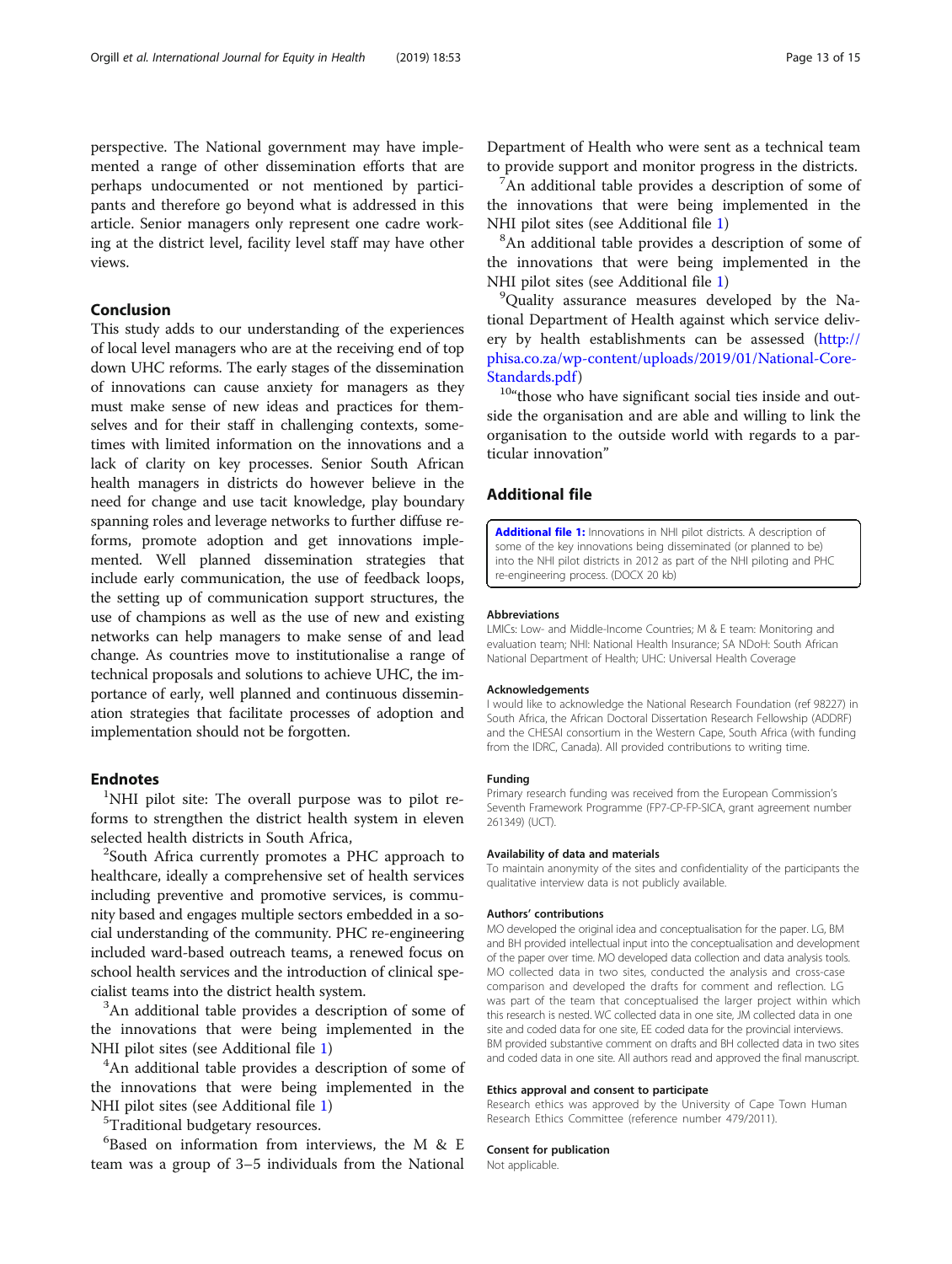perspective. The National government may have implemented a range of other dissemination efforts that are perhaps undocumented or not mentioned by participants and therefore go beyond what is addressed in this article. Senior managers only represent one cadre working at the district level, facility level staff may have other views.

## Conclusion

This study adds to our understanding of the experiences of local level managers who are at the receiving end of top down UHC reforms. The early stages of the dissemination of innovations can cause anxiety for managers as they must make sense of new ideas and practices for themselves and for their staff in challenging contexts, sometimes with limited information on the innovations and a lack of clarity on key processes. Senior South African health managers in districts do however believe in the need for change and use tacit knowledge, play boundary spanning roles and leverage networks to further diffuse reforms, promote adoption and get innovations implemented. Well planned dissemination strategies that include early communication, the use of feedback loops, the setting up of communication support structures, the use of champions as well as the use of new and existing networks can help managers to make sense of and lead change. As countries move to institutionalise a range of technical proposals and solutions to achieve UHC, the importance of early, well planned and continuous dissemination strategies that facilitate processes of adoption and implementation should not be forgotten.

## Endnotes

[1]NHI pilot site: The overall purpose was to pilot reforms to strengthen the district health system in eleven selected health districts in South Africa,

[2]South Africa currently promotes a PHC approach to healthcare, ideally a comprehensive set of health services including preventive and promotive services, is community based and engages multiple sectors embedded in a social understanding of the community. PHC re-engineering included ward-based outreach teams, a renewed focus on school health services and the introduction of clinical specialist teams into the district health system.

[3]An additional table provides a description of some of the innovations that were being implemented in the NHI pilot sites (see Additional file 1)

[4]An additional table provides a description of some of the innovations that were being implemented in the NHI pilot sites (see Additional file 1)

[5]Traditional budgetary resources.

[6]Based on information from interviews, the M & E team was a group of 3–5 individuals from the National Department of Health who were sent as a technical team to provide support and monitor progress in the districts.

[7]An additional table provides a description of some of the innovations that were being implemented in the NHI pilot sites (see Additional file 1)

[8]An additional table provides a description of some of the innovations that were being implemented in the NHI pilot sites (see Additional file 1)

[9]Quality assurance measures developed by the National Department of Health against which service delivery by health establishments can be assessed (http://phisa.co.za/wp-content/uploads/2019/01/National-Core-Standards.pdf)

[10]"those who have significant social ties inside and outside the organisation and are able and willing to link the organisation to the outside world with regards to a particular innovation"

## Additional file

**Additional file 1:** Innovations in NHI pilot districts. A description of some of the key innovations being disseminated (or planned to be) into the NHI pilot districts in 2012 as part of the NHI piloting and PHC re-engineering process. (DOCX 20 kb)

### Abbreviations

LMICs: Low- and Middle-Income Countries; M & E team: Monitoring and evaluation team; NHI: National Health Insurance; SA NDoH: South African National Department of Health; UHC: Universal Health Coverage

### Acknowledgements

I would like to acknowledge the National Research Foundation (ref 98227) in South Africa, the African Doctoral Dissertation Research Fellowship (ADDRF) and the CHESAI consortium in the Western Cape, South Africa (with funding from the IDRC, Canada). All provided contributions to writing time.

### Funding

Primary research funding was received from the European Commission's Seventh Framework Programme (FP7-CP-FP-SICA, grant agreement number 261349) (UCT).

### Availability of data and materials

To maintain anonymity of the sites and confidentiality of the participants the qualitative interview data is not publicly available.

### Authors' contributions

MO developed the original idea and conceptualisation for the paper. LG, BM and BH provided intellectual input into the conceptualisation and development of the paper over time. MO developed data collection and data analysis tools. MO collected data in two sites, conducted the analysis and cross-case comparison and developed the drafts for comment and reflection. LG was part of the team that conceptualised the larger project within which this research is nested. WC collected data in one site, JM collected data in one site and coded data for one site, EE coded data for the provincial interviews. BM provided substantive comment on drafts and BH collected data in two sites and coded data in one site. All authors read and approved the final manuscript.

### Ethics approval and consent to participate

Research ethics was approved by the University of Cape Town Human Research Ethics Committee (reference number 479/2011).

### Consent for publication

Not applicable.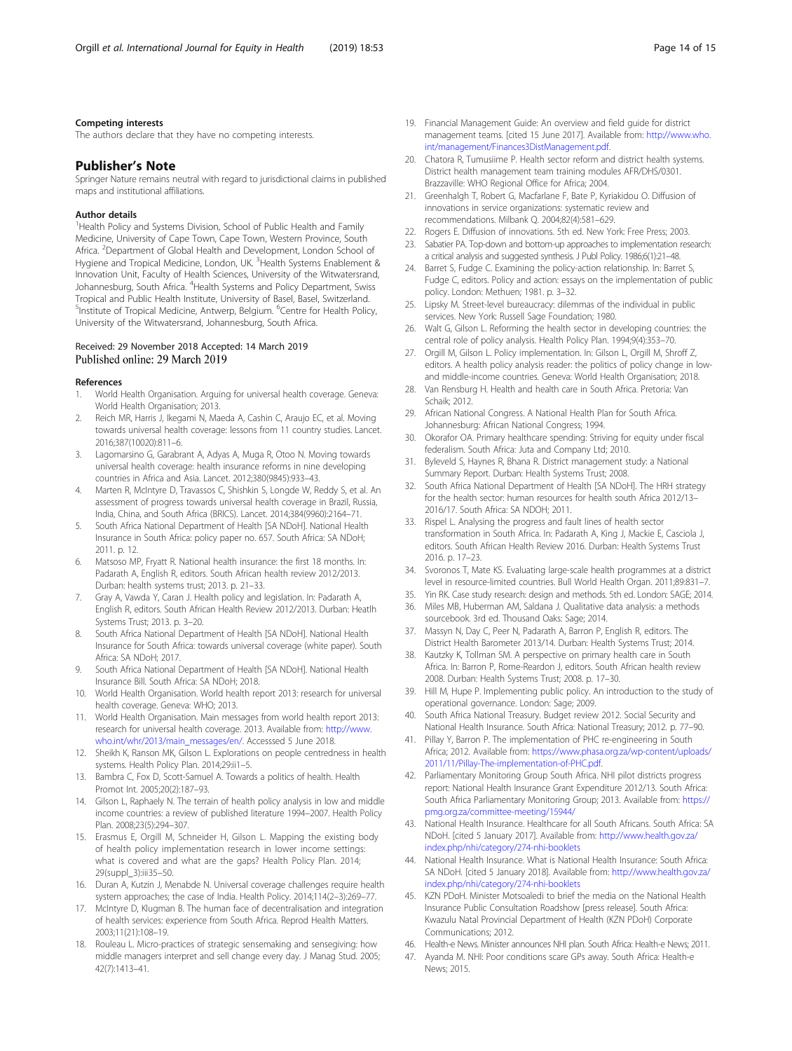#### Competing interests

The authors declare that they have no competing interests.

## Publisher's Note

Springer Nature remains neutral with regard to jurisdictional claims in published maps and institutional affiliations.

#### Author details

[1]Health Policy and Systems Division, School of Public Health and Family Medicine, University of Cape Town, Cape Town, Western Province, South Africa. [2]Department of Global Health and Development, London School of Hygiene and Tropical Medicine, London, UK. [3]Health Systems Enablement & Innovation Unit, Faculty of Health Sciences, University of the Witwatersrand, Johannesburg, South Africa. [4]Health Systems and Policy Department, Swiss Tropical and Public Health Institute, University of Basel, Basel, Switzerland. [5]Institute of Tropical Medicine, Antwerp, Belgium. [6]Centre for Health Policy, University of the Witwatersrand, Johannesburg, South Africa.

Received: 29 November 2018 Accepted: 14 March 2019
Published online: 29 March 2019

#### References

1. World Health Organisation. Arguing for universal health coverage. Geneva: World Health Organisation; 2013.
2. Reich MR, Harris J, Ikegami N, Maeda A, Cashin C, Araujo EC, et al. Moving towards universal health coverage: lessons from 11 country studies. Lancet. 2016;387(10020):811–6.
3. Lagomarsino G, Garabrant A, Adyas A, Muga R, Otoo N. Moving towards universal health coverage: health insurance reforms in nine developing countries in Africa and Asia. Lancet. 2012;380(9845):933–43.
4. Marten R, McIntyre D, Travassos C, Shishkin S, Longde W, Reddy S, et al. An assessment of progress towards universal health coverage in Brazil, Russia, India, China, and South Africa (BRICS). Lancet. 2014;384(9960):2164–71.
5. South Africa National Department of Health [SA NDoH]. National Health Insurance in South Africa: policy paper no. 657. South Africa: SA NDoH; 2011. p. 12.
6. Matsoso MP, Fryatt R. National health insurance: the first 18 months. In: Padarath A, English R, editors. South African health review 2012/2013. Durban: health systems trust; 2013. p. 21–33.
7. Gray A, Vawda Y, Caran J. Health policy and legislation. In: Padarath A, English R, editors. South African Health Review 2012/2013. Durban: Heatlh Systems Trust; 2013. p. 3–20.
8. South Africa National Department of Health [SA NDoH]. National Health Insurance for South Africa: towards universal coverage (white paper). South Africa: SA NDoH; 2017.
9. South Africa National Department of Health [SA NDoH]. National Health Insurance Bill. South Africa: SA NDoH; 2018.
10. World Health Organisation. World health report 2013: research for universal health coverage. Geneva: WHO; 2013.
11. World Health Organisation. Main messages from world health report 2013: research for universal health coverage. 2013. Available from: http://www.who.int/whr/2013/main_messages/en/. Accessed 5 June 2018.
12. Sheikh K, Ranson MK, Gilson L. Explorations on people centredness in health systems. Health Policy Plan. 2014;29:ii1–5.
13. Bambra C, Fox D, Scott-Samuel A. Towards a politics of health. Health Promot Int. 2005;20(2):187–93.
14. Gilson L, Raphaely N. The terrain of health policy analysis in low and middle income countries: a review of published literature 1994–2007. Health Policy Plan. 2008;23(5):294–307.
15. Erasmus E, Orgill M, Schneider H, Gilson L. Mapping the existing body of health policy implementation research in lower income settings: what is covered and what are the gaps? Health Policy Plan. 2014; 29(suppl_3):iii35–50.
16. Duran A, Kutzin J, Menabde N. Universal coverage challenges require health system approaches; the case of India. Health Policy. 2014;114(2–3):269–77.
17. McIntyre D, Klugman B. The human face of decentralisation and integration of health services: experience from South Africa. Reprod Health Matters. 2003;11(21):108–19.
18. Rouleau L. Micro-practices of strategic sensemaking and sensegiving: how middle managers interpret and sell change every day. J Manag Stud. 2005; 42(7):1413–41.
19. Financial Management Guide: An overview and field guide for district management teams. [cited 15 June 2017]. Available from: http://www.who.int/management/Finances3DistManagement.pdf.
20. Chatora R, Tumusiime P. Health sector reform and district health systems. District health management team training modules AFR/DHS/0301. Brazzaville: WHO Regional Office for Africa; 2004.
21. Greenhalgh T, Robert G, Macfarlane F, Bate P, Kyriakidou O. Diffusion of innovations in service organizations: systematic review and recommendations. Milbank Q. 2004;82(4):581–629.
22. Rogers E. Diffusion of innovations. 5th ed. New York: Free Press; 2003.
23. Sabatier PA. Top-down and bottom-up approaches to implementation research: a critical analysis and suggested synthesis. J Publ Policy. 1986;6(1):21–48.
24. Barret S, Fudge C. Examining the policy-action relationship. In: Barret S, Fudge C, editors. Policy and action: essays on the implementation of public policy. London: Methuen; 1981. p. 3–32.
25. Lipsky M. Street-level bureaucracy: dilemmas of the individual in public services. New York: Russell Sage Foundation; 1980.
26. Walt G, Gilson L. Reforming the health sector in developing countries: the central role of policy analysis. Health Policy Plan. 1994;9(4):353–70.
27. Orgill M, Gilson L. Policy implementation. In: Gilson L, Orgill M, Shroff Z, editors. A health policy analysis reader: the politics of policy change in low- and middle-income countries. Geneva: World Health Organisation; 2018.
28. Van Rensburg H. Health and health care in South Africa. Pretoria: Van Schaik; 2012.
29. African National Congress. A National Health Plan for South Africa. Johannesburg: African National Congress; 1994.
30. Okorafor OA. Primary healthcare spending: Striving for equity under fiscal federalism. South Africa: Juta and Company Ltd; 2010.
31. Byleveld S, Haynes R, Bhana R. District management study: a National Summary Report. Durban: Health Systems Trust; 2008.
32. South Africa National Department of Health [SA NDoH]. The HRH strategy for the health sector: human resources for health south Africa 2012/13–2016/17. South Africa: SA NDOH; 2011.
33. Rispel L. Analysing the progress and fault lines of health sector transformation in South Africa. In: Padarath A, King J, Mackie E, Casciola J, editors. South African Health Review 2016. Durban: Health Systems Trust 2016. p. 17–23.
34. Svoronos T, Mate KS. Evaluating large-scale health programmes at a district level in resource-limited countries. Bull World Health Organ. 2011;89:831–7.
35. Yin RK. Case study research: design and methods. 5th ed. London: SAGE; 2014.
36. Miles MB, Huberman AM, Saldana J. Qualitative data analysis: a methods sourcebook. 3rd ed. Thousand Oaks: Sage; 2014.
37. Massyn N, Day C, Peer N, Padarath A, Barron P, English R, editors. The District Health Barometer 2013/14. Durban: Health Systems Trust; 2014.
38. Kautzky K, Tollman SM. A perspective on primary health care in South Africa. In: Barron P, Rome-Reardon J, editors. South African health review 2008. Durban: Health Systems Trust; 2008. p. 17–30.
39. Hill M, Hupe P. Implementing public policy. An introduction to the study of operational governance. London: Sage; 2009.
40. South Africa National Treasury. Budget review 2012. Social Security and National Health Insurance. South Africa: National Treasury; 2012. p. 77–90.
41. Pillay Y, Barron P. The implementation of PHC re-engineering in South Africa; 2012. Available from: https://www.phasa.org.za/wp-content/uploads/2011/11/Pillay-The-implementation-of-PHC.pdf.
42. Parliamentary Monitoring Group South Africa. NHI pilot districts progress report: National Health Insurance Grant Expenditure 2012/13. South Africa: South Africa Parliamentary Monitoring Group; 2013. Available from: https://pmg.org.za/committee-meeting/15944/
43. National Health Insurance. Healthcare for all South Africans. South Africa: SA NDoH. [cited 5 January 2017]. Available from: http://www.health.gov.za/index.php/nhi/category/274-nhi-booklets
44. National Health Insurance. What is National Health Insurance: South Africa: SA NDoH. [cited 5 January 2018]. Available from: http://www.health.gov.za/index.php/nhi/category/274-nhi-booklets
45. KZN PDoH. Minister Motsoaledi to brief the media on the National Health Insurance Public Consultation Roadshow [press release]. South Africa: Kwazulu Natal Provincial Department of Health (KZN PDoH) Corporate Communications; 2012.
46. Health-e News. Minister announces NHI plan. South Africa: Health-e News; 2011.
47. Ayanda M. NHI: Poor conditions scare GPs away. South Africa: Health-e News; 2015.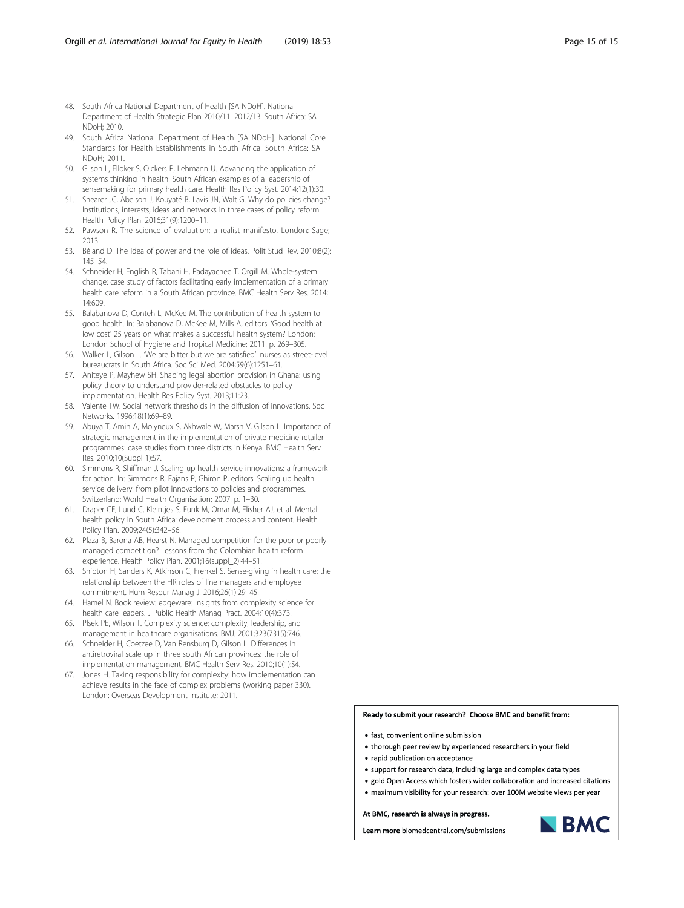48. South Africa National Department of Health [SA NDoH]. National Department of Health Strategic Plan 2010/11–2012/13. South Africa: SA NDoH; 2010.
49. South Africa National Department of Health [SA NDoH]. National Core Standards for Health Establishments in South Africa. South Africa: SA NDoH; 2011.
50. Gilson L, Elloker S, Olckers P, Lehmann U. Advancing the application of systems thinking in health: South African examples of a leadership of sensemaking for primary health care. Health Res Policy Syst. 2014;12(1):30.
51. Shearer JC, Abelson J, Kouyaté B, Lavis JN, Walt G. Why do policies change? Institutions, interests, ideas and networks in three cases of policy reform. Health Policy Plan. 2016;31(9):1200–11.
52. Pawson R. The science of evaluation: a realist manifesto. London: Sage; 2013.
53. Béland D. The idea of power and the role of ideas. Polit Stud Rev. 2010;8(2): 145–54.
54. Schneider H, English R, Tabani H, Padayachee T, Orgill M. Whole-system change: case study of factors facilitating early implementation of a primary health care reform in a South African province. BMC Health Serv Res. 2014; 14:609.
55. Balabanova D, Conteh L, McKee M. The contribution of health system to good health. In: Balabanova D, McKee M, Mills A, editors. 'Good health at low cost' 25 years on what makes a successful health system? London: London School of Hygiene and Tropical Medicine; 2011. p. 269–305.
56. Walker L, Gilson L. 'We are bitter but we are satisfied': nurses as street-level bureaucrats in South Africa. Soc Sci Med. 2004;59(6):1251–61.
57. Aniteye P, Mayhew SH. Shaping legal abortion provision in Ghana: using policy theory to understand provider-related obstacles to policy implementation. Health Res Policy Syst. 2013;11:23.
58. Valente TW. Social network thresholds in the diffusion of innovations. Soc Networks. 1996;18(1):69–89.
59. Abuya T, Amin A, Molyneux S, Akhwale W, Marsh V, Gilson L. Importance of strategic management in the implementation of private medicine retailer programmes: case studies from three districts in Kenya. BMC Health Serv Res. 2010;10(Suppl 1):S7.
60. Simmons R, Shiffman J. Scaling up health service innovations: a framework for action. In: Simmons R, Fajans P, Ghiron P, editors. Scaling up health service delivery: from pilot innovations to policies and programmes. Switzerland: World Health Organisation; 2007. p. 1–30.
61. Draper CE, Lund C, Kleintjes S, Funk M, Omar M, Flisher AJ, et al. Mental health policy in South Africa: development process and content. Health Policy Plan. 2009;24(5):342–56.
62. Plaza B, Barona AB, Hearst N. Managed competition for the poor or poorly managed competition? Lessons from the Colombian health reform experience. Health Policy Plan. 2001;16(suppl_2):44–51.
63. Shipton H, Sanders K, Atkinson C, Frenkel S. Sense-giving in health care: the relationship between the HR roles of line managers and employee commitment. Hum Resour Manag J. 2016;26(1):29–45.
64. Hamel N. Book review: edgeware: insights from complexity science for health care leaders. J Public Health Manag Pract. 2004;10(4):373.
65. Plsek PE, Wilson T. Complexity science: complexity, leadership, and management in healthcare organisations. BMJ. 2001;323(7315):746.
66. Schneider H, Coetzee D, Van Rensburg D, Gilson L. Differences in antiretroviral scale up in three south African provinces: the role of implementation management. BMC Health Serv Res. 2010;10(1):S4.
67. Jones H. Taking responsibility for complexity: how implementation can achieve results in the face of complex problems (working paper 330). London: Overseas Development Institute; 2011.

**Ready to submit your research? Choose BMC and benefit from:**

- fast, convenient online submission
- thorough peer review by experienced researchers in your field
- rapid publication on acceptance
- support for research data, including large and complex data types
- gold Open Access which fosters wider collaboration and increased citations
- maximum visibility for your research: over 100M website views per year

**At BMC, research is always in progress.**

**Learn more** biomedcentral.com/submissions

BMC